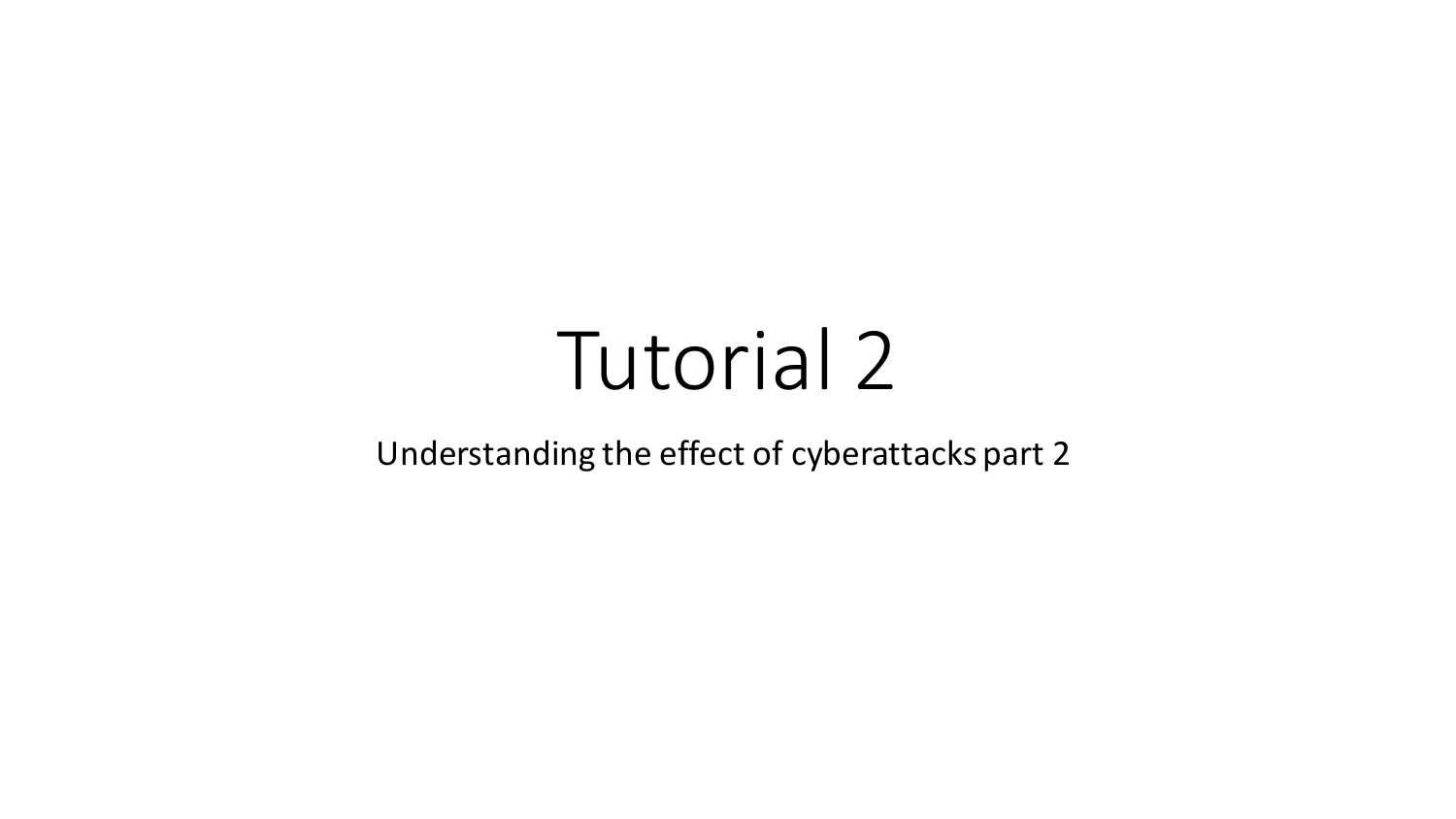# Tutorial 2

Understanding the effect of cyberattacks part 2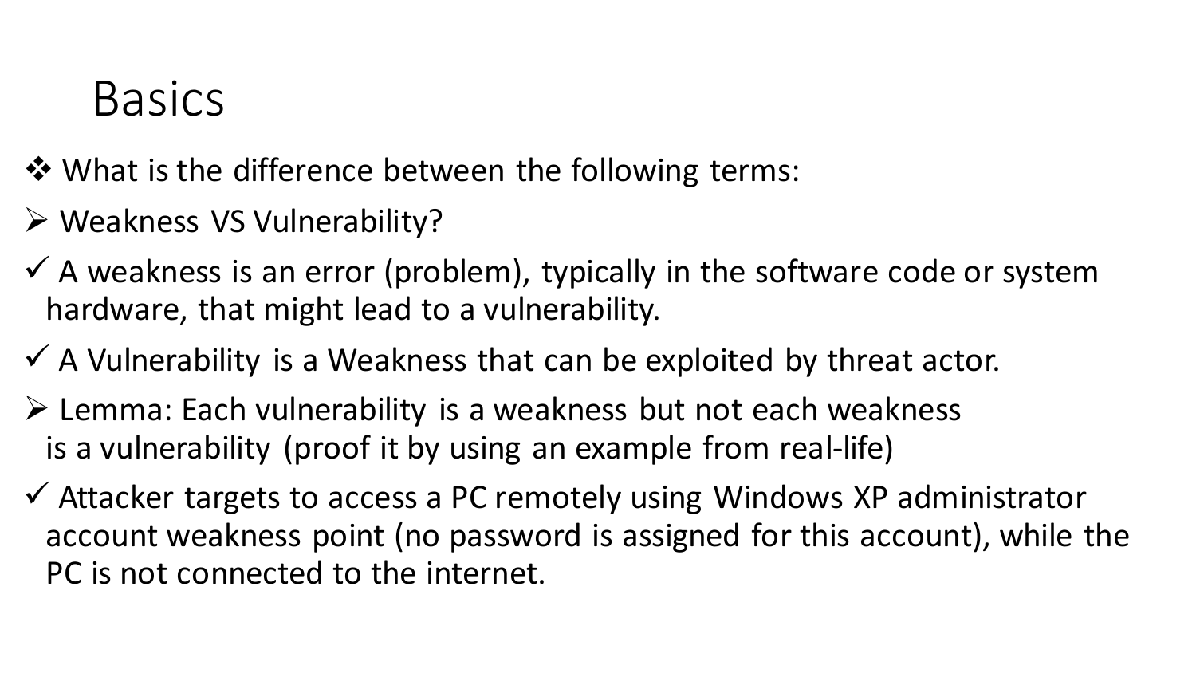# Basics

❖ What is the difference between the following terms:

➢ Weakness VS Vulnerability?

✓ A weakness is an error (problem), typically in the software code or system hardware, that might lead to a vulnerability.

✓ A Vulnerability is a Weakness that can be exploited by threat actor.

➢ Lemma: Each vulnerability is a weakness but not each weakness is a vulnerability (proof it by using an example from real-life)

✓ Attacker targets to access a PC remotely using Windows XP administrator account weakness point (no password is assigned for this account), while the PC is not connected to the internet.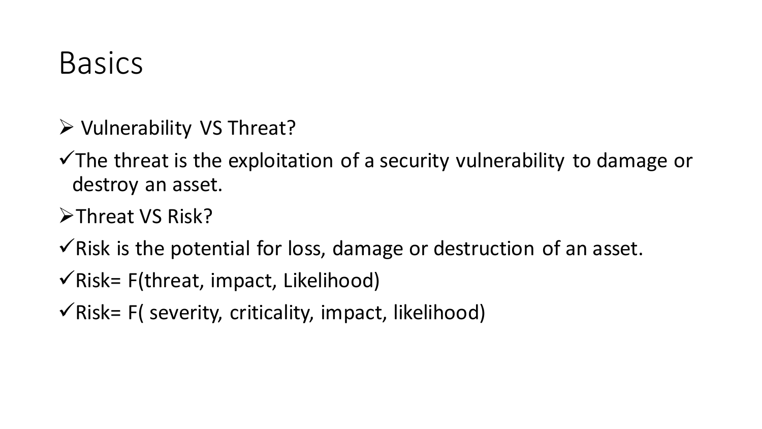# Basics

- ➢ Vulnerability VS Threat?
- ✓The threat is the exploitation of a security vulnerability to damage or destroy an asset.
- ➢Threat VS Risk?
- ✓Risk is the potential for loss, damage or destruction of an asset.
- ✓Risk= F(threat, impact, Likelihood)
- ✓Risk= F( severity, criticality, impact, likelihood)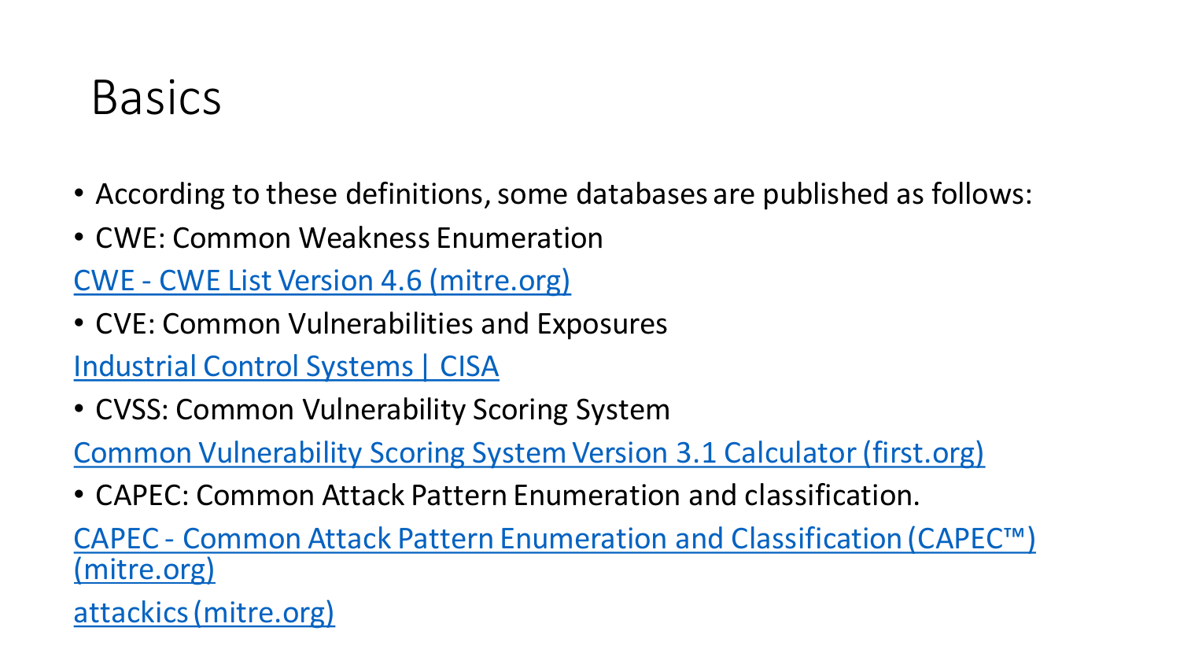# Basics

- According to these definitions, some databases are published as follows:
- CWE: Common Weakness Enumeration

CWE - CWE List Version 4.6 (mitre.org)

- CVE: Common Vulnerabilities and Exposures

Industrial Control Systems | CISA

- CVSS: Common Vulnerability Scoring System

Common Vulnerability Scoring System Version 3.1 Calculator (first.org)

- CAPEC: Common Attack Pattern Enumeration and classification.

CAPEC - Common Attack Pattern Enumeration and Classification (CAPEC™) (mitre.org)

attackics (mitre.org)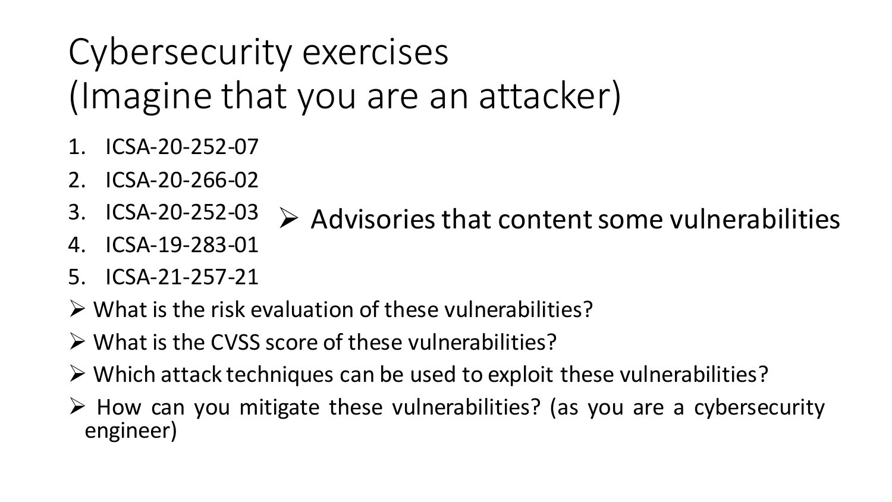# Cybersecurity exercises (Imagine that you are an attacker)

1. ICSA-20-252-07
2. ICSA-20-266-02
3. ICSA-20-252-03
4. ICSA-19-283-01
5. ICSA-21-257-21

➢ Advisories that content some vulnerabilities

➢ What is the risk evaluation of these vulnerabilities?

➢ What is the CVSS score of these vulnerabilities?

➢ Which attack techniques can be used to exploit these vulnerabilities?

➢ How can you mitigate these vulnerabilities? (as you are a cybersecurity engineer)